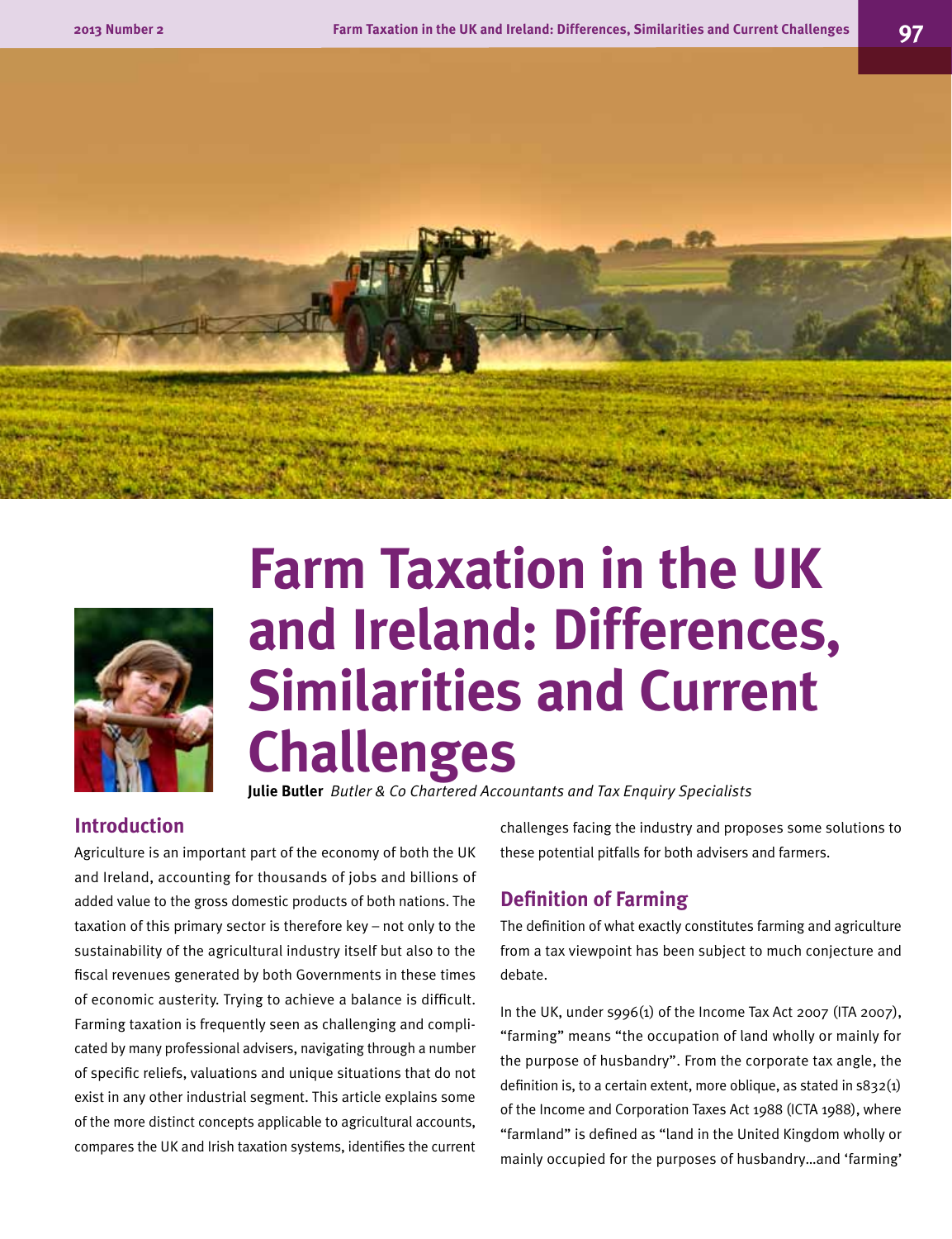# Farm Taxation in the UK and Ireland: Differences, Similarities and Current Challenges

**Julie Butler** *Butler & Co Chartered Accountants and Tax Enquiry Specialists*

## Introduction

Agriculture is an important part of the economy of both the UK and Ireland, accounting for thousands of jobs and billions of added value to the gross domestic products of both nations. The taxation of this primary sector is therefore key – not only to the sustainability of the agricultural industry itself but also to the fiscal revenues generated by both Governments in these times of economic austerity. Trying to achieve a balance is difficult. Farming taxation is frequently seen as challenging and complicated by many professional advisers, navigating through a number of specific reliefs, valuations and unique situations that do not exist in any other industrial segment. This article explains some of the more distinct concepts applicable to agricultural accounts, compares the UK and Irish taxation systems, identifies the current challenges facing the industry and proposes some solutions to these potential pitfalls for both advisers and farmers.

## Definition of Farming

The definition of what exactly constitutes farming and agriculture from a tax viewpoint has been subject to much conjecture and debate.

In the UK, under s996(1) of the Income Tax Act 2007 (ITA 2007), "farming" means "the occupation of land wholly or mainly for the purpose of husbandry". From the corporate tax angle, the definition is, to a certain extent, more oblique, as stated in s832(1) of the Income and Corporation Taxes Act 1988 (ICTA 1988), where "farmland" is defined as "land in the United Kingdom wholly or mainly occupied for the purposes of husbandry…and 'farming'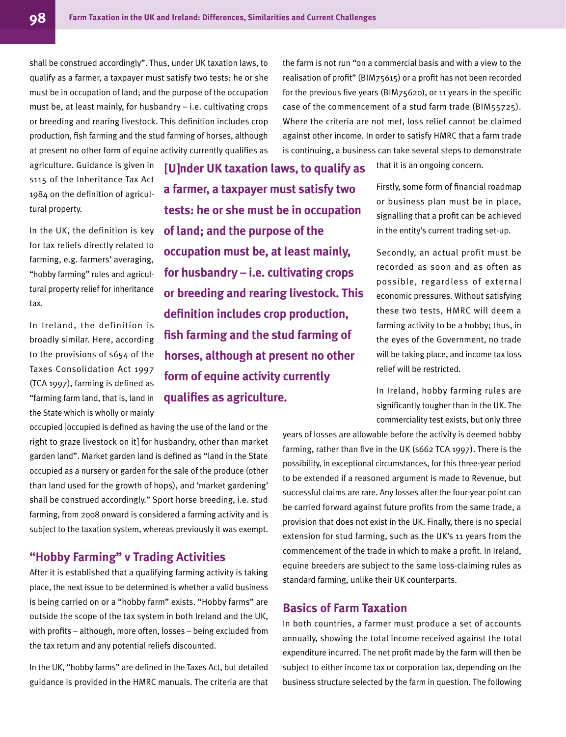shall be construed accordingly". Thus, under UK taxation laws, to qualify as a farmer, a taxpayer must satisfy two tests: he or she must be in occupation of land; and the purpose of the occupation must be, at least mainly, for husbandry – i.e. cultivating crops or breeding and rearing livestock. This definition includes crop production, fish farming and the stud farming of horses, although at present no other form of equine activity currently qualifies as agriculture. Guidance is given in s115 of the Inheritance Tax Act 1984 on the definition of agricultural property.

In the UK, the definition is key for tax reliefs directly related to farming, e.g. farmers' averaging, "hobby farming" rules and agricultural property relief for inheritance tax.

In Ireland, the definition is broadly similar. Here, according to the provisions of s654 of the Taxes Consolidation Act 1997 (TCA 1997), farming is defined as "farming farm land, that is, land in the State which is wholly or mainly occupied [occupied is defined as having the use of the land or the right to graze livestock on it] for husbandry, other than market garden land". Market garden land is defined as "land in the State occupied as a nursery or garden for the sale of the produce (other than land used for the growth of hops), and 'market gardening' shall be construed accordingly." Sport horse breeding, i.e. stud farming, from 2008 onward is considered a farming activity and is subject to the taxation system, whereas previously it was exempt.

> **[U]nder UK taxation laws, to qualify as a farmer, a taxpayer must satisfy two tests: he or she must be in occupation of land; and the purpose of the occupation must be, at least mainly, for husbandry – i.e. cultivating crops or breeding and rearing livestock. This definition includes crop production, fish farming and the stud farming of horses, although at present no other form of equine activity currently qualifies as agriculture.**

## "Hobby Farming" v Trading Activities

After it is established that a qualifying farming activity is taking place, the next issue to be determined is whether a valid business is being carried on or a "hobby farm" exists. "Hobby farms" are outside the scope of the tax system in both Ireland and the UK, with profits – although, more often, losses – being excluded from the tax return and any potential reliefs discounted.

In the UK, "hobby farms" are defined in the Taxes Act, but detailed guidance is provided in the HMRC manuals. The criteria are that the farm is not run "on a commercial basis and with a view to the realisation of profit" (BIM75615) or a profit has not been recorded for the previous five years (BIM75620), or 11 years in the specific case of the commencement of a stud farm trade (BIM55725). Where the criteria are not met, loss relief cannot be claimed against other income. In order to satisfy HMRC that a farm trade is continuing, a business can take several steps to demonstrate that it is an ongoing concern.

Firstly, some form of financial roadmap or business plan must be in place, signalling that a profit can be achieved in the entity's current trading set-up.

Secondly, an actual profit must be recorded as soon and as often as possible, regardless of external economic pressures. Without satisfying these two tests, HMRC will deem a farming activity to be a hobby; thus, in the eyes of the Government, no trade will be taking place, and income tax loss relief will be restricted.

In Ireland, hobby farming rules are significantly tougher than in the UK. The commerciality test exists, but only three years of losses are allowable before the activity is deemed hobby farming, rather than five in the UK (s662 TCA 1997). There is the possibility, in exceptional circumstances, for this three-year period to be extended if a reasoned argument is made to Revenue, but successful claims are rare. Any losses after the four-year point can be carried forward against future profits from the same trade, a provision that does not exist in the UK. Finally, there is no special extension for stud farming, such as the UK's 11 years from the commencement of the trade in which to make a profit. In Ireland, equine breeders are subject to the same loss-claiming rules as standard farming, unlike their UK counterparts.

## Basics of Farm Taxation

In both countries, a farmer must produce a set of accounts annually, showing the total income received against the total expenditure incurred. The net profit made by the farm will then be subject to either income tax or corporation tax, depending on the business structure selected by the farm in question. The following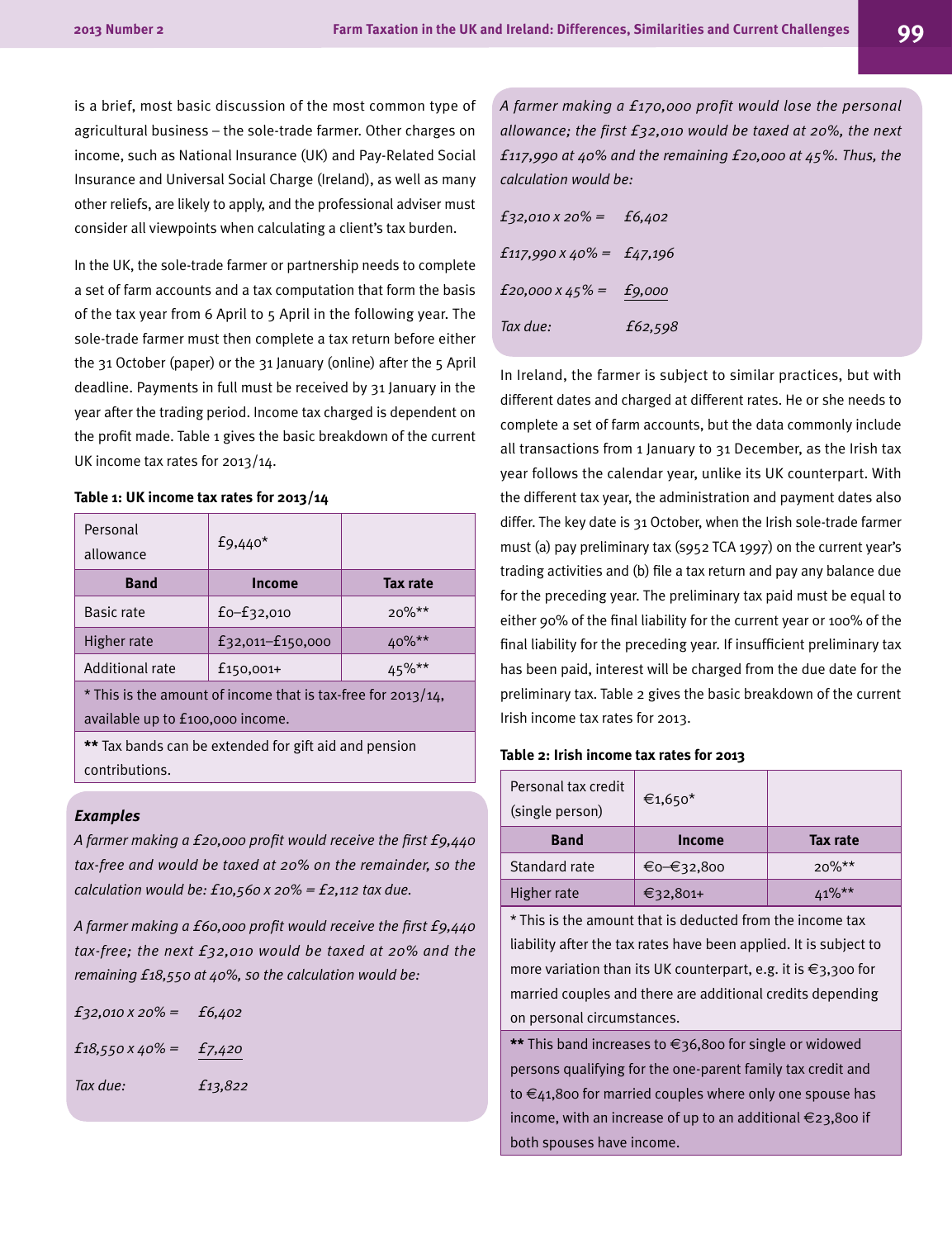is a brief, most basic discussion of the most common type of agricultural business – the sole-trade farmer. Other charges on income, such as National Insurance (UK) and Pay-Related Social Insurance and Universal Social Charge (Ireland), as well as many other reliefs, are likely to apply, and the professional adviser must consider all viewpoints when calculating a client's tax burden.

In the UK, the sole-trade farmer or partnership needs to complete a set of farm accounts and a tax computation that form the basis of the tax year from 6 April to 5 April in the following year. The sole-trade farmer must then complete a tax return before either the 31 October (paper) or the 31 January (online) after the 5 April deadline. Payments in full must be received by 31 January in the year after the trading period. Income tax charged is dependent on the profit made. Table 1 gives the basic breakdown of the current UK income tax rates for 2013/14.

**Table 1: UK income tax rates for 2013/14**

| Personal allowance | £9,440* | |
|---|---|---|
| **Band** | **Income** | **Tax rate** |
| Basic rate | £0–£32,010 | 20%** |
| Higher rate | £32,011–£150,000 | 40%** |
| Additional rate | £150,001+ | 45%** |
| * This is the amount of income that is tax-free for 2013/14, available up to £100,000 income. | | |
| ** Tax bands can be extended for gift aid and pension contributions. | | |

***Examples***

*A farmer making a £20,000 profit would receive the first £9,440 tax-free and would be taxed at 20% on the remainder, so the calculation would be: £10,560 x 20% = £2,112 tax due.*

*A farmer making a £60,000 profit would receive the first £9,440 tax-free; the next £32,010 would be taxed at 20% and the remaining £18,550 at 40%, so the calculation would be:*

*£32,010 x 20% =* *£6,402*

*£18,550 x 40% =* *£7,420*

*Tax due:* *£13,822*

*A farmer making a £170,000 profit would lose the personal allowance; the first £32,010 would be taxed at 20%, the next £117,990 at 40% and the remaining £20,000 at 45%. Thus, the calculation would be:*

*£32,010 x 20% =* *£6,402*

*£117,990 x 40% =* *£47,196*

*£20,000 x 45% =* *£9,000*

*Tax due:* *£62,598*

In Ireland, the farmer is subject to similar practices, but with different dates and charged at different rates. He or she needs to complete a set of farm accounts, but the data commonly include all transactions from 1 January to 31 December, as the Irish tax year follows the calendar year, unlike its UK counterpart. With the different tax year, the administration and payment dates also differ. The key date is 31 October, when the Irish sole-trade farmer must (a) pay preliminary tax (s952 TCA 1997) on the current year's trading activities and (b) file a tax return and pay any balance due for the preceding year. The preliminary tax paid must be equal to either 90% of the final liability for the current year or 100% of the final liability for the preceding year. If insufficient preliminary tax has been paid, interest will be charged from the due date for the preliminary tax. Table 2 gives the basic breakdown of the current Irish income tax rates for 2013.

**Table 2: Irish income tax rates for 2013**

| Personal tax credit (single person) | €1,650* | |
|---|---|---|
| **Band** | **Income** | **Tax rate** |
| Standard rate | €0–€32,800 | 20%** |
| Higher rate | €32,801+ | 41%** |
| * This is the amount that is deducted from the income tax liability after the tax rates have been applied. It is subject to more variation than its UK counterpart, e.g. it is €3,300 for married couples and there are additional credits depending on personal circumstances. | | |
| ** This band increases to €36,800 for single or widowed persons qualifying for the one-parent family tax credit and to €41,800 for married couples where only one spouse has income, with an increase of up to an additional €23,800 if both spouses have income. | | |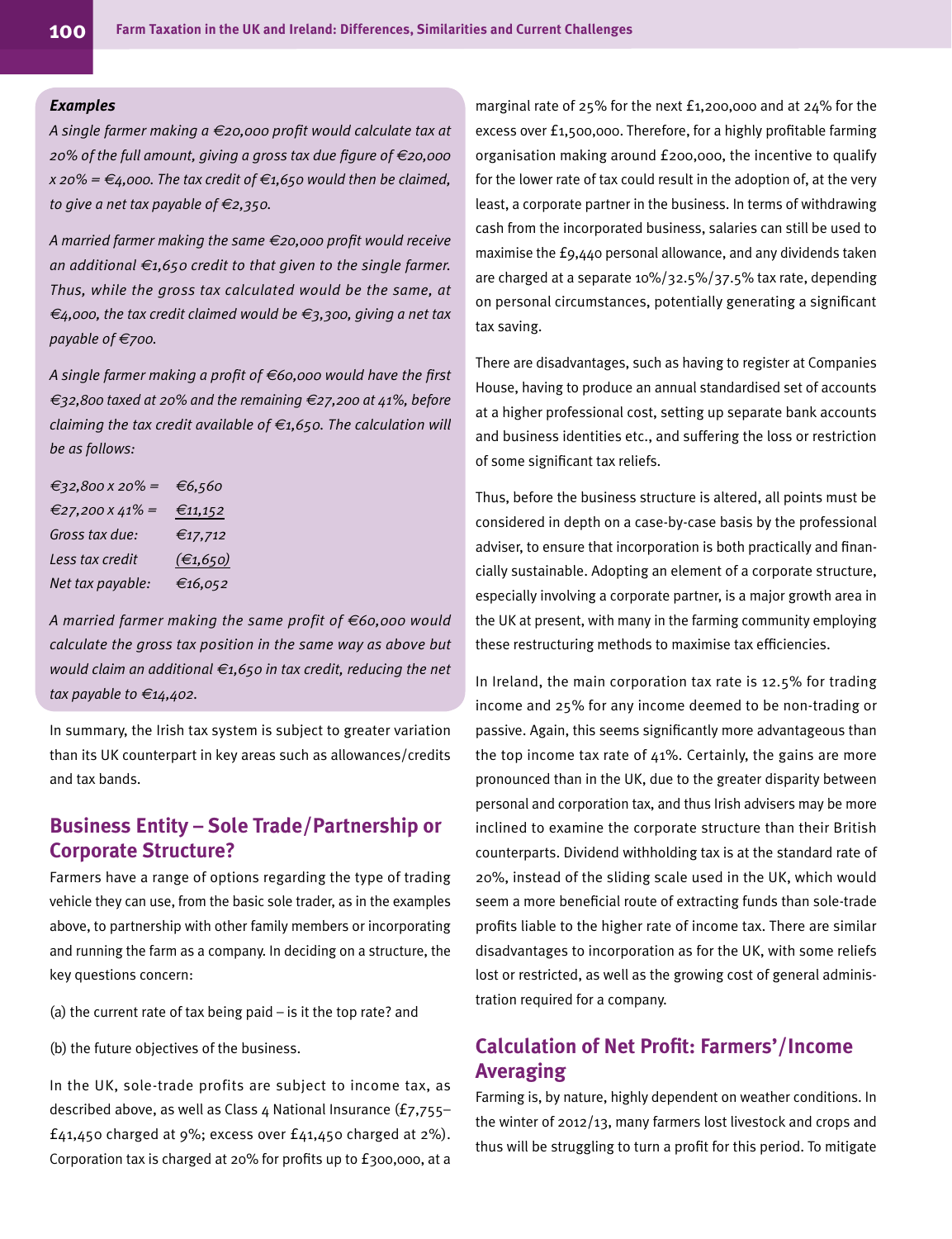***Examples***

*A single farmer making a €20,000 profit would calculate tax at 20% of the full amount, giving a gross tax due figure of €20,000 x 20% = €4,000. The tax credit of €1,650 would then be claimed, to give a net tax payable of €2,350.*

*A married farmer making the same €20,000 profit would receive an additional €1,650 credit to that given to the single farmer. Thus, while the gross tax calculated would be the same, at €4,000, the tax credit claimed would be €3,300, giving a net tax payable of €700.*

*A single farmer making a profit of €60,000 would have the first €32,800 taxed at 20% and the remaining €27,200 at 41%, before claiming the tax credit available of €1,650. The calculation will be as follows:*

| | |
|---|---|
| *€32,800 x 20% =* | *€6,560* |
| *€27,200 x 41% =* | *€11,152* |
| *Gross tax due:* | *€17,712* |
| *Less tax credit* | *(€1,650)* |
| *Net tax payable:* | *€16,052* |

*A married farmer making the same profit of €60,000 would calculate the gross tax position in the same way as above but would claim an additional €1,650 in tax credit, reducing the net tax payable to €14,402.*

In summary, the Irish tax system is subject to greater variation than its UK counterpart in key areas such as allowances/credits and tax bands.

## Business Entity – Sole Trade/Partnership or Corporate Structure?

Farmers have a range of options regarding the type of trading vehicle they can use, from the basic sole trader, as in the examples above, to partnership with other family members or incorporating and running the farm as a company. In deciding on a structure, the key questions concern:

(a) the current rate of tax being paid – is it the top rate? and

(b) the future objectives of the business.

In the UK, sole-trade profits are subject to income tax, as described above, as well as Class 4 National Insurance (£7,755–£41,450 charged at 9%; excess over £41,450 charged at 2%). Corporation tax is charged at 20% for profits up to £300,000, at a marginal rate of 25% for the next £1,200,000 and at 24% for the excess over £1,500,000. Therefore, for a highly profitable farming organisation making around £200,000, the incentive to qualify for the lower rate of tax could result in the adoption of, at the very least, a corporate partner in the business. In terms of withdrawing cash from the incorporated business, salaries can still be used to maximise the £9,440 personal allowance, and any dividends taken are charged at a separate 10%/32.5%/37.5% tax rate, depending on personal circumstances, potentially generating a significant tax saving.

There are disadvantages, such as having to register at Companies House, having to produce an annual standardised set of accounts at a higher professional cost, setting up separate bank accounts and business identities etc., and suffering the loss or restriction of some significant tax reliefs.

Thus, before the business structure is altered, all points must be considered in depth on a case-by-case basis by the professional adviser, to ensure that incorporation is both practically and financially sustainable. Adopting an element of a corporate structure, especially involving a corporate partner, is a major growth area in the UK at present, with many in the farming community employing these restructuring methods to maximise tax efficiencies.

In Ireland, the main corporation tax rate is 12.5% for trading income and 25% for any income deemed to be non-trading or passive. Again, this seems significantly more advantageous than the top income tax rate of 41%. Certainly, the gains are more pronounced than in the UK, due to the greater disparity between personal and corporation tax, and thus Irish advisers may be more inclined to examine the corporate structure than their British counterparts. Dividend withholding tax is at the standard rate of 20%, instead of the sliding scale used in the UK, which would seem a more beneficial route of extracting funds than sole-trade profits liable to the higher rate of income tax. There are similar disadvantages to incorporation as for the UK, with some reliefs lost or restricted, as well as the growing cost of general administration required for a company.

## Calculation of Net Profit: Farmers'/Income Averaging

Farming is, by nature, highly dependent on weather conditions. In the winter of 2012/13, many farmers lost livestock and crops and thus will be struggling to turn a profit for this period. To mitigate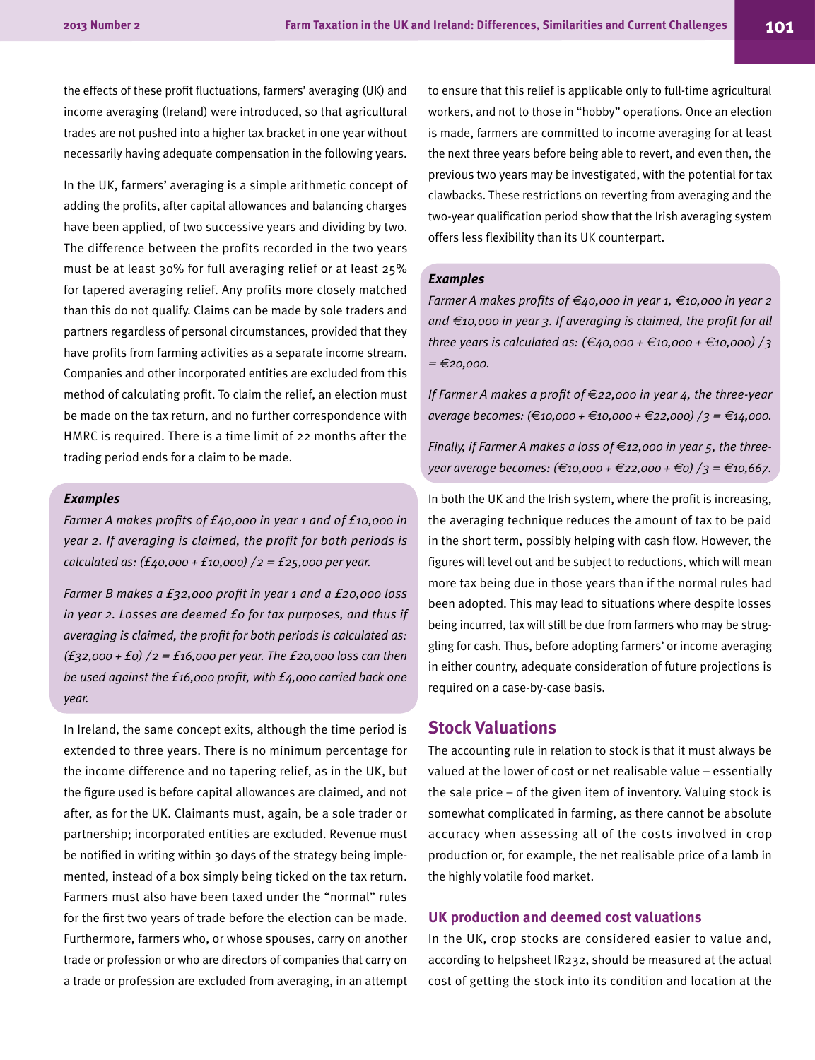the effects of these profit fluctuations, farmers' averaging (UK) and income averaging (Ireland) were introduced, so that agricultural trades are not pushed into a higher tax bracket in one year without necessarily having adequate compensation in the following years.

In the UK, farmers' averaging is a simple arithmetic concept of adding the profits, after capital allowances and balancing charges have been applied, of two successive years and dividing by two. The difference between the profits recorded in the two years must be at least 30% for full averaging relief or at least 25% for tapered averaging relief. Any profits more closely matched than this do not qualify. Claims can be made by sole traders and partners regardless of personal circumstances, provided that they have profits from farming activities as a separate income stream. Companies and other incorporated entities are excluded from this method of calculating profit. To claim the relief, an election must be made on the tax return, and no further correspondence with HMRC is required. There is a time limit of 22 months after the trading period ends for a claim to be made.

> ***Examples***
>
> *Farmer A makes profits of £40,000 in year 1 and of £10,000 in year 2. If averaging is claimed, the profit for both periods is calculated as: (£40,000 + £10,000) /2 = £25,000 per year.*
>
> *Farmer B makes a £32,000 profit in year 1 and a £20,000 loss in year 2. Losses are deemed £0 for tax purposes, and thus if averaging is claimed, the profit for both periods is calculated as: (£32,000 + £0) /2 = £16,000 per year. The £20,000 loss can then be used against the £16,000 profit, with £4,000 carried back one year.*

In Ireland, the same concept exits, although the time period is extended to three years. There is no minimum percentage for the income difference and no tapering relief, as in the UK, but the figure used is before capital allowances are claimed, and not after, as for the UK. Claimants must, again, be a sole trader or partnership; incorporated entities are excluded. Revenue must be notified in writing within 30 days of the strategy being implemented, instead of a box simply being ticked on the tax return. Farmers must also have been taxed under the "normal" rules for the first two years of trade before the election can be made. Furthermore, farmers who, or whose spouses, carry on another trade or profession or who are directors of companies that carry on a trade or profession are excluded from averaging, in an attempt to ensure that this relief is applicable only to full-time agricultural workers, and not to those in "hobby" operations. Once an election is made, farmers are committed to income averaging for at least the next three years before being able to revert, and even then, the previous two years may be investigated, with the potential for tax clawbacks. These restrictions on reverting from averaging and the two-year qualification period show that the Irish averaging system offers less flexibility than its UK counterpart.

> ***Examples***
>
> *Farmer A makes profits of €40,000 in year 1, €10,000 in year 2 and €10,000 in year 3. If averaging is claimed, the profit for all three years is calculated as: (€40,000 + €10,000 + €10,000) /3 = €20,000.*
>
> *If Farmer A makes a profit of €22,000 in year 4, the three-year average becomes: (€10,000 + €10,000 + €22,000) /3 = €14,000.*
>
> *Finally, if Farmer A makes a loss of €12,000 in year 5, the three-year average becomes: (€10,000 + €22,000 + €0) /3 = €10,667.*

In both the UK and the Irish system, where the profit is increasing, the averaging technique reduces the amount of tax to be paid in the short term, possibly helping with cash flow. However, the figures will level out and be subject to reductions, which will mean more tax being due in those years than if the normal rules had been adopted. This may lead to situations where despite losses being incurred, tax will still be due from farmers who may be struggling for cash. Thus, before adopting farmers' or income averaging in either country, adequate consideration of future projections is required on a case-by-case basis.

## Stock Valuations

The accounting rule in relation to stock is that it must always be valued at the lower of cost or net realisable value – essentially the sale price – of the given item of inventory. Valuing stock is somewhat complicated in farming, as there cannot be absolute accuracy when assessing all of the costs involved in crop production or, for example, the net realisable price of a lamb in the highly volatile food market.

### UK production and deemed cost valuations

In the UK, crop stocks are considered easier to value and, according to helpsheet IR232, should be measured at the actual cost of getting the stock into its condition and location at the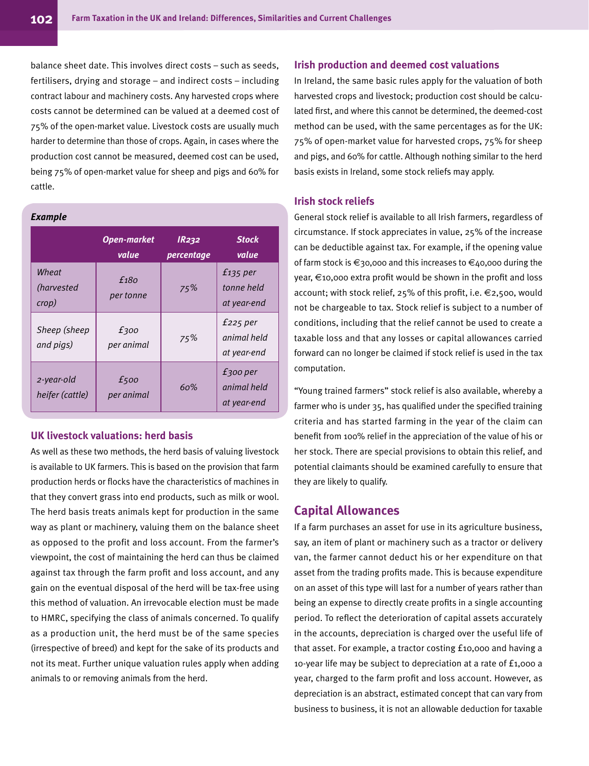balance sheet date. This involves direct costs – such as seeds, fertilisers, drying and storage – and indirect costs – including contract labour and machinery costs. Any harvested crops where costs cannot be determined can be valued at a deemed cost of 75% of the open-market value. Livestock costs are usually much harder to determine than those of crops. Again, in cases where the production cost cannot be measured, deemed cost can be used, being 75% of open-market value for sheep and pigs and 60% for cattle.

***Example***

| | *Open-market value* | *IR232 percentage* | *Stock value* |
|---|---|---|---|
| *Wheat (harvested crop)* | *£180 per tonne* | *75%* | *£135 per tonne held at year-end* |
| *Sheep (sheep and pigs)* | *£300 per animal* | *75%* | *£225 per animal held at year-end* |
| *2-year-old heifer (cattle)* | *£500 per animal* | *60%* | *£300 per animal held at year-end* |

### UK livestock valuations: herd basis

As well as these two methods, the herd basis of valuing livestock is available to UK farmers. This is based on the provision that farm production herds or flocks have the characteristics of machines in that they convert grass into end products, such as milk or wool. The herd basis treats animals kept for production in the same way as plant or machinery, valuing them on the balance sheet as opposed to the profit and loss account. From the farmer's viewpoint, the cost of maintaining the herd can thus be claimed against tax through the farm profit and loss account, and any gain on the eventual disposal of the herd will be tax-free using this method of valuation. An irrevocable election must be made to HMRC, specifying the class of animals concerned. To qualify as a production unit, the herd must be of the same species (irrespective of breed) and kept for the sake of its products and not its meat. Further unique valuation rules apply when adding animals to or removing animals from the herd.

### Irish production and deemed cost valuations

In Ireland, the same basic rules apply for the valuation of both harvested crops and livestock; production cost should be calculated first, and where this cannot be determined, the deemed-cost method can be used, with the same percentages as for the UK: 75% of open-market value for harvested crops, 75% for sheep and pigs, and 60% for cattle. Although nothing similar to the herd basis exists in Ireland, some stock reliefs may apply.

### Irish stock reliefs

General stock relief is available to all Irish farmers, regardless of circumstance. If stock appreciates in value, 25% of the increase can be deductible against tax. For example, if the opening value of farm stock is €30,000 and this increases to €40,000 during the year, €10,000 extra profit would be shown in the profit and loss account; with stock relief, 25% of this profit, i.e. €2,500, would not be chargeable to tax. Stock relief is subject to a number of conditions, including that the relief cannot be used to create a taxable loss and that any losses or capital allowances carried forward can no longer be claimed if stock relief is used in the tax computation.

"Young trained farmers" stock relief is also available, whereby a farmer who is under 35, has qualified under the specified training criteria and has started farming in the year of the claim can benefit from 100% relief in the appreciation of the value of his or her stock. There are special provisions to obtain this relief, and potential claimants should be examined carefully to ensure that they are likely to qualify.

## Capital Allowances

If a farm purchases an asset for use in its agriculture business, say, an item of plant or machinery such as a tractor or delivery van, the farmer cannot deduct his or her expenditure on that asset from the trading profits made. This is because expenditure on an asset of this type will last for a number of years rather than being an expense to directly create profits in a single accounting period. To reflect the deterioration of capital assets accurately in the accounts, depreciation is charged over the useful life of that asset. For example, a tractor costing £10,000 and having a 10-year life may be subject to depreciation at a rate of £1,000 a year, charged to the farm profit and loss account. However, as depreciation is an abstract, estimated concept that can vary from business to business, it is not an allowable deduction for taxable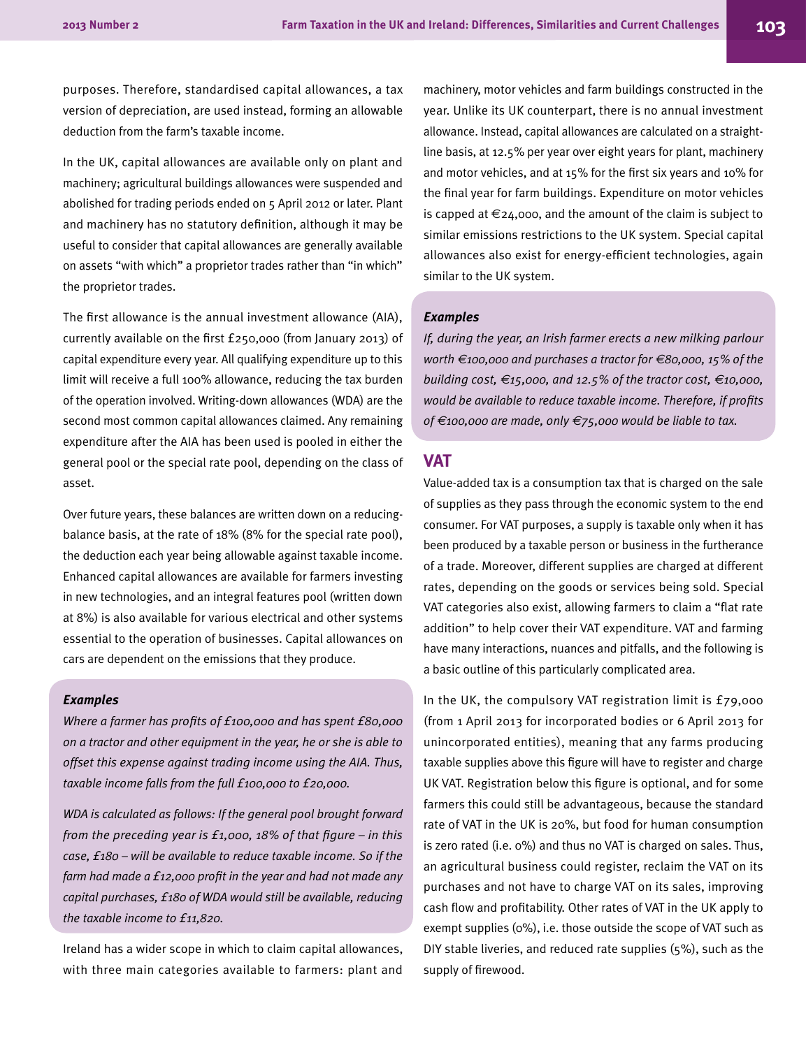purposes. Therefore, standardised capital allowances, a tax version of depreciation, are used instead, forming an allowable deduction from the farm's taxable income.

In the UK, capital allowances are available only on plant and machinery; agricultural buildings allowances were suspended and abolished for trading periods ended on 5 April 2012 or later. Plant and machinery has no statutory definition, although it may be useful to consider that capital allowances are generally available on assets "with which" a proprietor trades rather than "in which" the proprietor trades.

The first allowance is the annual investment allowance (AIA), currently available on the first £250,000 (from January 2013) of capital expenditure every year. All qualifying expenditure up to this limit will receive a full 100% allowance, reducing the tax burden of the operation involved. Writing-down allowances (WDA) are the second most common capital allowances claimed. Any remaining expenditure after the AIA has been used is pooled in either the general pool or the special rate pool, depending on the class of asset.

Over future years, these balances are written down on a reducing-balance basis, at the rate of 18% (8% for the special rate pool), the deduction each year being allowable against taxable income. Enhanced capital allowances are available for farmers investing in new technologies, and an integral features pool (written down at 8%) is also available for various electrical and other systems essential to the operation of businesses. Capital allowances on cars are dependent on the emissions that they produce.

> ***Examples***
>
> *Where a farmer has profits of £100,000 and has spent £80,000 on a tractor and other equipment in the year, he or she is able to offset this expense against trading income using the AIA. Thus, taxable income falls from the full £100,000 to £20,000.*
>
> *WDA is calculated as follows: If the general pool brought forward from the preceding year is £1,000, 18% of that figure – in this case, £180 – will be available to reduce taxable income. So if the farm had made a £12,000 profit in the year and had not made any capital purchases, £180 of WDA would still be available, reducing the taxable income to £11,820.*

Ireland has a wider scope in which to claim capital allowances, with three main categories available to farmers: plant and machinery, motor vehicles and farm buildings constructed in the year. Unlike its UK counterpart, there is no annual investment allowance. Instead, capital allowances are calculated on a straight-line basis, at 12.5% per year over eight years for plant, machinery and motor vehicles, and at 15% for the first six years and 10% for the final year for farm buildings. Expenditure on motor vehicles is capped at €24,000, and the amount of the claim is subject to similar emissions restrictions to the UK system. Special capital allowances also exist for energy-efficient technologies, again similar to the UK system.

> ***Examples***
>
> *If, during the year, an Irish farmer erects a new milking parlour worth €100,000 and purchases a tractor for €80,000, 15% of the building cost, €15,000, and 12.5% of the tractor cost, €10,000, would be available to reduce taxable income. Therefore, if profits of €100,000 are made, only €75,000 would be liable to tax.*

## VAT

Value-added tax is a consumption tax that is charged on the sale of supplies as they pass through the economic system to the end consumer. For VAT purposes, a supply is taxable only when it has been produced by a taxable person or business in the furtherance of a trade. Moreover, different supplies are charged at different rates, depending on the goods or services being sold. Special VAT categories also exist, allowing farmers to claim a "flat rate addition" to help cover their VAT expenditure. VAT and farming have many interactions, nuances and pitfalls, and the following is a basic outline of this particularly complicated area.

In the UK, the compulsory VAT registration limit is £79,000 (from 1 April 2013 for incorporated bodies or 6 April 2013 for unincorporated entities), meaning that any farms producing taxable supplies above this figure will have to register and charge UK VAT. Registration below this figure is optional, and for some farmers this could still be advantageous, because the standard rate of VAT in the UK is 20%, but food for human consumption is zero rated (i.e. 0%) and thus no VAT is charged on sales. Thus, an agricultural business could register, reclaim the VAT on its purchases and not have to charge VAT on its sales, improving cash flow and profitability. Other rates of VAT in the UK apply to exempt supplies (0%), i.e. those outside the scope of VAT such as DIY stable liveries, and reduced rate supplies (5%), such as the supply of firewood.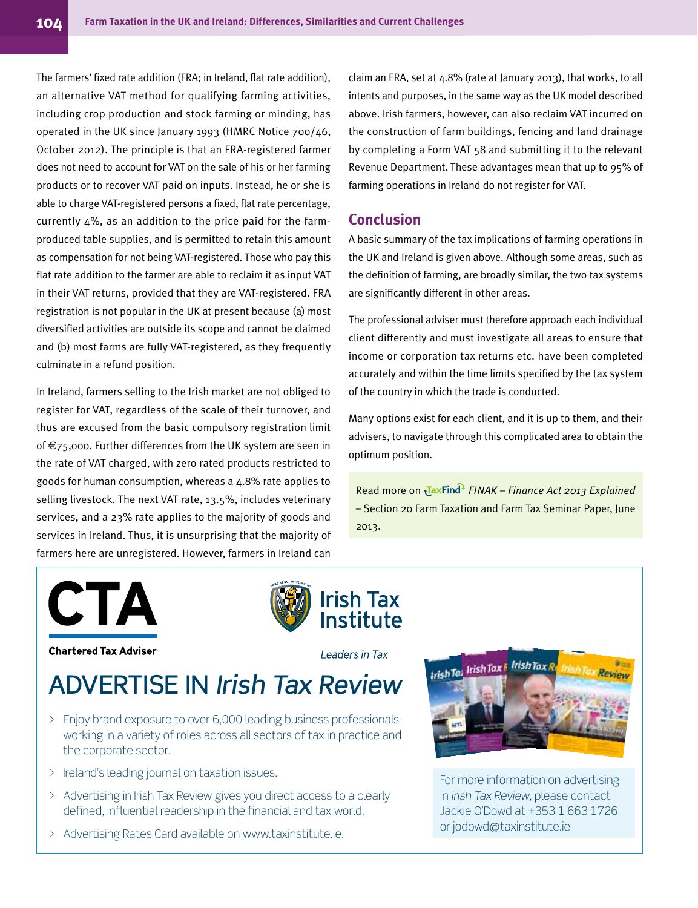The farmers' fixed rate addition (FRA; in Ireland, flat rate addition), an alternative VAT method for qualifying farming activities, including crop production and stock farming or minding, has operated in the UK since January 1993 (HMRC Notice 700/46, October 2012). The principle is that an FRA-registered farmer does not need to account for VAT on the sale of his or her farming products or to recover VAT paid on inputs. Instead, he or she is able to charge VAT-registered persons a fixed, flat rate percentage, currently 4%, as an addition to the price paid for the farm-produced table supplies, and is permitted to retain this amount as compensation for not being VAT-registered. Those who pay this flat rate addition to the farmer are able to reclaim it as input VAT in their VAT returns, provided that they are VAT-registered. FRA registration is not popular in the UK at present because (a) most diversified activities are outside its scope and cannot be claimed and (b) most farms are fully VAT-registered, as they frequently culminate in a refund position.

In Ireland, farmers selling to the Irish market are not obliged to register for VAT, regardless of the scale of their turnover, and thus are excused from the basic compulsory registration limit of €75,000. Further differences from the UK system are seen in the rate of VAT charged, with zero rated products restricted to goods for human consumption, whereas a 4.8% rate applies to selling livestock. The next VAT rate, 13.5%, includes veterinary services, and a 23% rate applies to the majority of goods and services in Ireland. Thus, it is unsurprising that the majority of farmers here are unregistered. However, farmers in Ireland can claim an FRA, set at 4.8% (rate at January 2013), that works, to all intents and purposes, in the same way as the UK model described above. Irish farmers, however, can also reclaim VAT incurred on the construction of farm buildings, fencing and land drainage by completing a Form VAT 58 and submitting it to the relevant Revenue Department. These advantages mean that up to 95% of farming operations in Ireland do not register for VAT.

## Conclusion

A basic summary of the tax implications of farming operations in the UK and Ireland is given above. Although some areas, such as the definition of farming, are broadly similar, the two tax systems are significantly different in other areas.

The professional adviser must therefore approach each individual client differently and must investigate all areas to ensure that income or corporation tax returns etc. have been completed accurately and within the time limits specified by the tax system of the country in which the trade is conducted.

Many options exist for each client, and it is up to them, and their advisers, to navigate through this complicated area to obtain the optimum position.

Read more on TaxFind *FINAK – Finance Act 2013 Explained* – Section 20 Farm Taxation and Farm Tax Seminar Paper, June 2013.

CTA

Chartered Tax Adviser

Irish Tax Institute

*Leaders in Tax*

# ADVERTISE IN *Irish Tax Review*

- Enjoy brand exposure to over 6,000 leading business professionals working in a variety of roles across all sectors of tax in practice and the corporate sector.
- Ireland's leading journal on taxation issues.
- Advertising in Irish Tax Review gives you direct access to a clearly defined, influential readership in the financial and tax world.
- Advertising Rates Card available on www.taxinstitute.ie.

For more information on advertising in *Irish Tax Review*, please contact Jackie O'Dowd at +353 1 663 1726 or jodowd@taxinstitute.ie